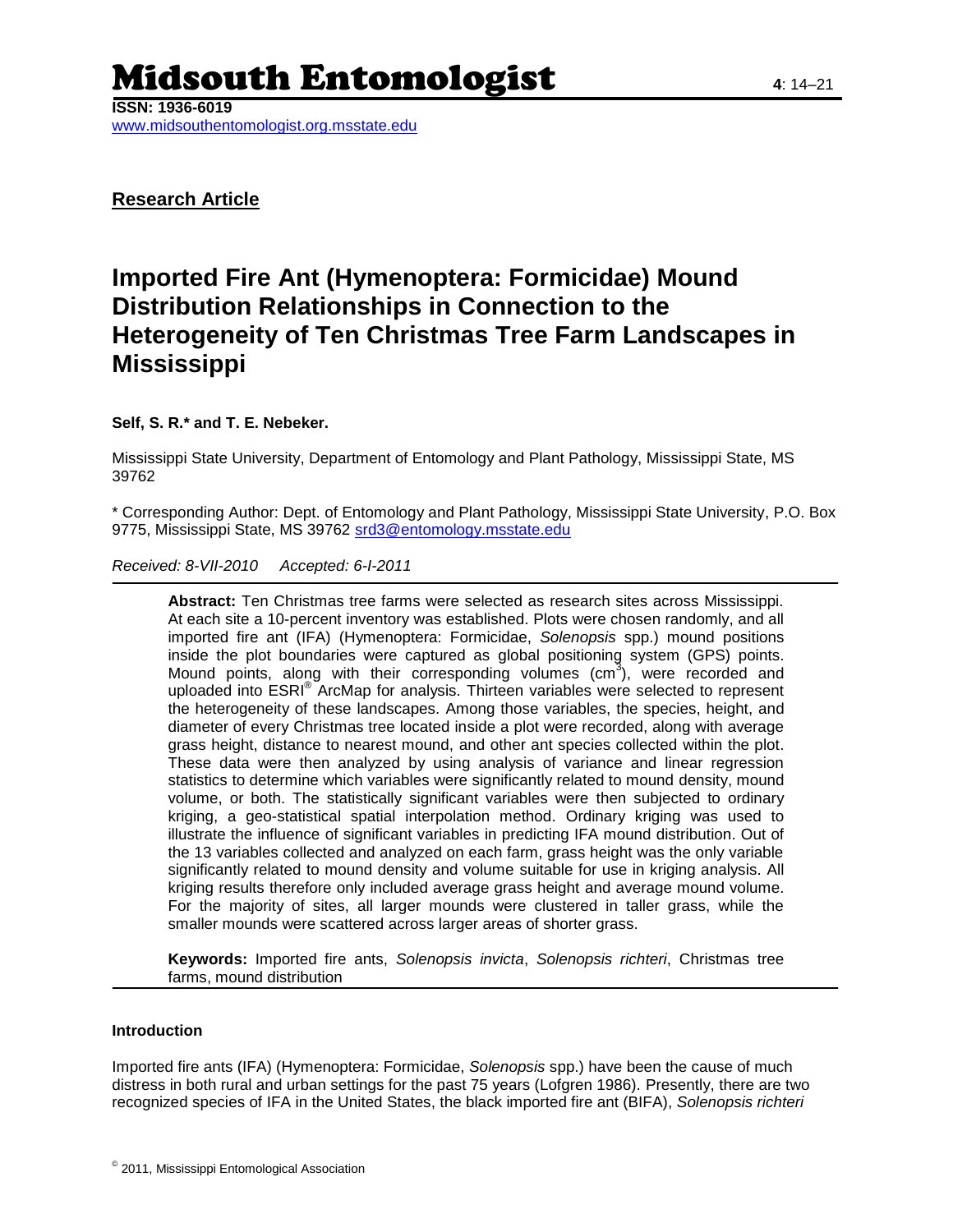# Midsouth Entomologist

**ISSN: 1936-6019**
www.midsouthentomologist.org.msstate.edu

**Research Article**

# Imported Fire Ant (Hymenoptera: Formicidae) Mound Distribution Relationships in Connection to the Heterogeneity of Ten Christmas Tree Farm Landscapes in Mississippi

**Self, S. R.* and T. E. Nebeker.**

Mississippi State University, Department of Entomology and Plant Pathology, Mississippi State, MS 39762

\* Corresponding Author: Dept. of Entomology and Plant Pathology, Mississippi State University, P.O. Box 9775, Mississippi State, MS 39762 srd3@entomology.msstate.edu

*Received: 8-VII-2010 Accepted: 6-I-2011*

**Abstract:** Ten Christmas tree farms were selected as research sites across Mississippi. At each site a 10-percent inventory was established. Plots were chosen randomly, and all imported fire ant (IFA) (Hymenoptera: Formicidae, *Solenopsis* spp.) mound positions inside the plot boundaries were captured as global positioning system (GPS) points. Mound points, along with their corresponding volumes ($cm^3$), were recorded and uploaded into ESRI® ArcMap for analysis. Thirteen variables were selected to represent the heterogeneity of these landscapes. Among those variables, the species, height, and diameter of every Christmas tree located inside a plot were recorded, along with average grass height, distance to nearest mound, and other ant species collected within the plot. These data were then analyzed by using analysis of variance and linear regression statistics to determine which variables were significantly related to mound density, mound volume, or both. The statistically significant variables were then subjected to ordinary kriging, a geo-statistical spatial interpolation method. Ordinary kriging was used to illustrate the influence of significant variables in predicting IFA mound distribution. Out of the 13 variables collected and analyzed on each farm, grass height was the only variable significantly related to mound density and volume suitable for use in kriging analysis. All kriging results therefore only included average grass height and average mound volume. For the majority of sites, all larger mounds were clustered in taller grass, while the smaller mounds were scattered across larger areas of shorter grass.

**Keywords:** Imported fire ants, *Solenopsis invicta*, *Solenopsis richteri*, Christmas tree farms, mound distribution

### Introduction

Imported fire ants (IFA) (Hymenoptera: Formicidae, *Solenopsis* spp.) have been the cause of much distress in both rural and urban settings for the past 75 years (Lofgren 1986). Presently, there are two recognized species of IFA in the United States, the black imported fire ant (BIFA), *Solenopsis richteri*

© 2011, Mississippi Entomological Association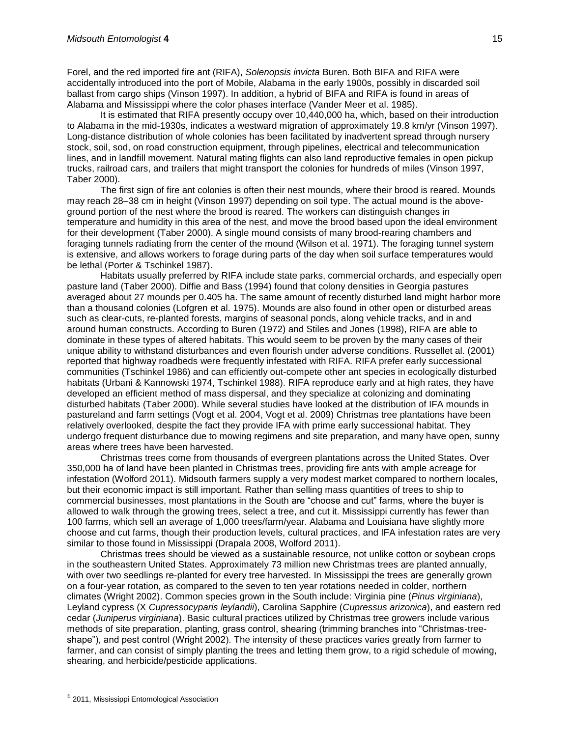Forel, and the red imported fire ant (RIFA), *Solenopsis invicta* Buren. Both BIFA and RIFA were accidentally introduced into the port of Mobile, Alabama in the early 1900s, possibly in discarded soil ballast from cargo ships (Vinson 1997). In addition, a hybrid of BIFA and RIFA is found in areas of Alabama and Mississippi where the color phases interface (Vander Meer et al. 1985).

It is estimated that RIFA presently occupy over 10,440,000 ha, which, based on their introduction to Alabama in the mid-1930s, indicates a westward migration of approximately 19.8 km/yr (Vinson 1997). Long-distance distribution of whole colonies has been facilitated by inadvertent spread through nursery stock, soil, sod, on road construction equipment, through pipelines, electrical and telecommunication lines, and in landfill movement. Natural mating flights can also land reproductive females in open pickup trucks, railroad cars, and trailers that might transport the colonies for hundreds of miles (Vinson 1997, Taber 2000).

The first sign of fire ant colonies is often their nest mounds, where their brood is reared. Mounds may reach 28–38 cm in height (Vinson 1997) depending on soil type. The actual mound is the above-ground portion of the nest where the brood is reared. The workers can distinguish changes in temperature and humidity in this area of the nest, and move the brood based upon the ideal environment for their development (Taber 2000). A single mound consists of many brood-rearing chambers and foraging tunnels radiating from the center of the mound (Wilson et al. 1971). The foraging tunnel system is extensive, and allows workers to forage during parts of the day when soil surface temperatures would be lethal (Porter & Tschinkel 1987).

Habitats usually preferred by RIFA include state parks, commercial orchards, and especially open pasture land (Taber 2000). Diffie and Bass (1994) found that colony densities in Georgia pastures averaged about 27 mounds per 0.405 ha. The same amount of recently disturbed land might harbor more than a thousand colonies (Lofgren et al. 1975). Mounds are also found in other open or disturbed areas such as clear-cuts, re-planted forests, margins of seasonal ponds, along vehicle tracks, and in and around human constructs. According to Buren (1972) and Stiles and Jones (1998), RIFA are able to dominate in these types of altered habitats. This would seem to be proven by the many cases of their unique ability to withstand disturbances and even flourish under adverse conditions. Russellet al. (2001) reported that highway roadbeds were frequently infested with RIFA. RIFA prefer early successional communities (Tschinkel 1986) and can efficiently out-compete other ant species in ecologically disturbed habitats (Urbani & Kannowski 1974, Tschinkel 1988). RIFA reproduce early and at high rates, they have developed an efficient method of mass dispersal, and they specialize at colonizing and dominating disturbed habitats (Taber 2000). While several studies have looked at the distribution of IFA mounds in pastureland and farm settings (Vogt et al. 2004, Vogt et al. 2009) Christmas tree plantations have been relatively overlooked, despite the fact they provide IFA with prime early successional habitat. They undergo frequent disturbance due to mowing regimens and site preparation, and many have open, sunny areas where trees have been harvested.

Christmas trees come from thousands of evergreen plantations across the United States. Over 350,000 ha of land have been planted in Christmas trees, providing fire ants with ample acreage for infestation (Wolford 2011). Midsouth farmers supply a very modest market compared to northern locales, but their economic impact is still important. Rather than selling mass quantities of trees to ship to commercial businesses, most plantations in the South are "choose and cut" farms, where the buyer is allowed to walk through the growing trees, select a tree, and cut it. Mississippi currently has fewer than 100 farms, which sell an average of 1,000 trees/farm/year. Alabama and Louisiana have slightly more choose and cut farms, though their production levels, cultural practices, and IFA infestation rates are very similar to those found in Mississippi (Drapala 2008, Wolford 2011).

Christmas trees should be viewed as a sustainable resource, not unlike cotton or soybean crops in the southeastern United States. Approximately 73 million new Christmas trees are planted annually, with over two seedlings re-planted for every tree harvested. In Mississippi the trees are generally grown on a four-year rotation, as compared to the seven to ten year rotations needed in colder, northern climates (Wright 2002). Common species grown in the South include: Virginia pine (*Pinus virginiana*), Leyland cypress (X *Cupressocyparis leylandii*), Carolina Sapphire (*Cupressus arizonica*), and eastern red cedar (*Juniperus virginiana*). Basic cultural practices utilized by Christmas tree growers include various methods of site preparation, planting, grass control, shearing (trimming branches into "Christmas-tree-shape"), and pest control (Wright 2002). The intensity of these practices varies greatly from farmer to farmer, and can consist of simply planting the trees and letting them grow, to a rigid schedule of mowing, shearing, and herbicide/pesticide applications.

© 2011, Mississippi Entomological Association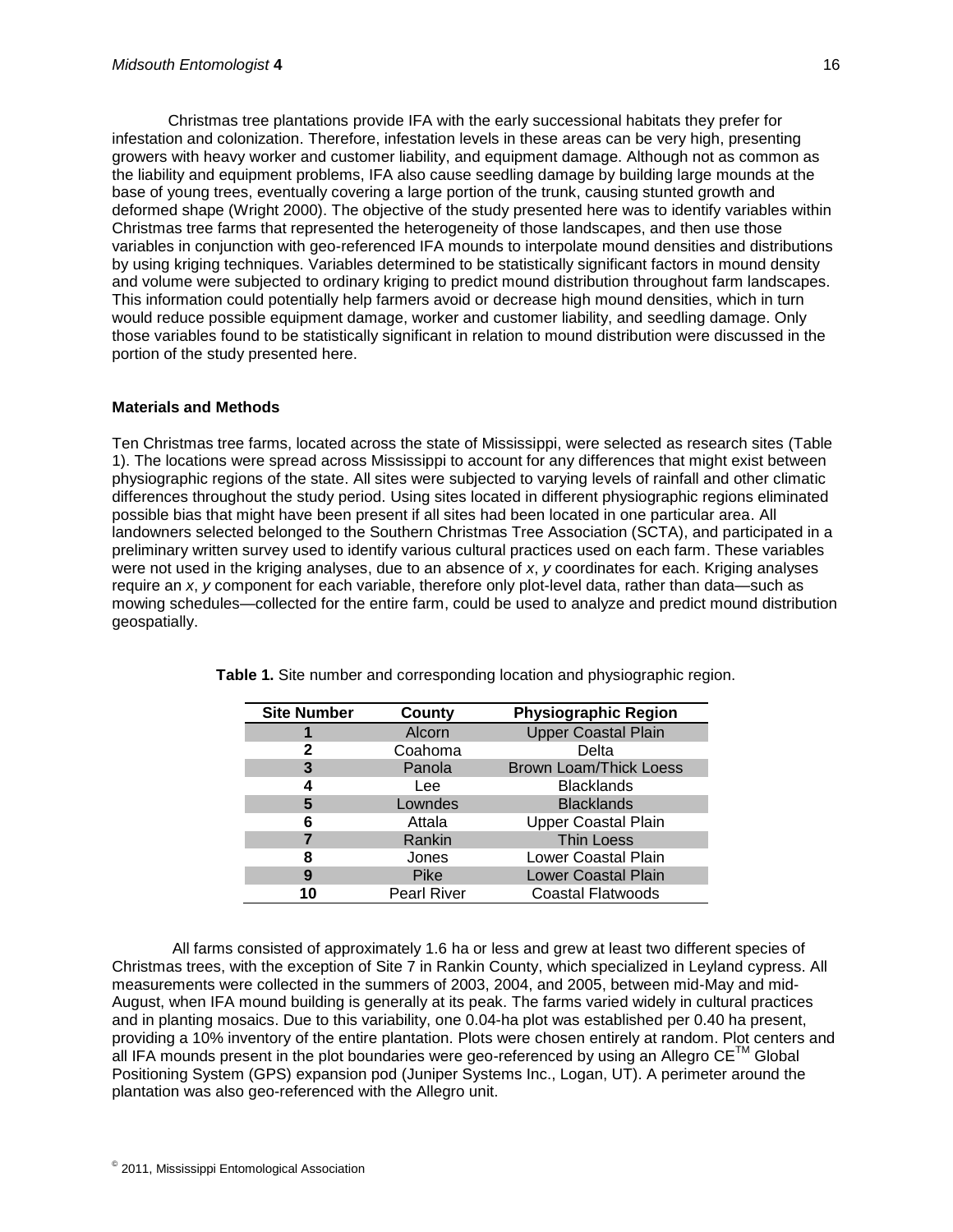Christmas tree plantations provide IFA with the early successional habitats they prefer for infestation and colonization. Therefore, infestation levels in these areas can be very high, presenting growers with heavy worker and customer liability, and equipment damage. Although not as common as the liability and equipment problems, IFA also cause seedling damage by building large mounds at the base of young trees, eventually covering a large portion of the trunk, causing stunted growth and deformed shape (Wright 2000). The objective of the study presented here was to identify variables within Christmas tree farms that represented the heterogeneity of those landscapes, and then use those variables in conjunction with geo-referenced IFA mounds to interpolate mound densities and distributions by using kriging techniques. Variables determined to be statistically significant factors in mound density and volume were subjected to ordinary kriging to predict mound distribution throughout farm landscapes. This information could potentially help farmers avoid or decrease high mound densities, which in turn would reduce possible equipment damage, worker and customer liability, and seedling damage. Only those variables found to be statistically significant in relation to mound distribution were discussed in the portion of the study presented here.

## Materials and Methods

Ten Christmas tree farms, located across the state of Mississippi, were selected as research sites (Table 1). The locations were spread across Mississippi to account for any differences that might exist between physiographic regions of the state. All sites were subjected to varying levels of rainfall and other climatic differences throughout the study period. Using sites located in different physiographic regions eliminated possible bias that might have been present if all sites had been located in one particular area. All landowners selected belonged to the Southern Christmas Tree Association (SCTA), and participated in a preliminary written survey used to identify various cultural practices used on each farm. These variables were not used in the kriging analyses, due to an absence of *x*, *y* coordinates for each. Kriging analyses require an *x*, *y* component for each variable, therefore only plot-level data, rather than data—such as mowing schedules—collected for the entire farm, could be used to analyze and predict mound distribution geospatially.

**Table 1.** Site number and corresponding location and physiographic region.

| Site Number | County | Physiographic Region |
|---|---|---|
| 1 | Alcorn | Upper Coastal Plain |
| 2 | Coahoma | Delta |
| 3 | Panola | Brown Loam/Thick Loess |
| 4 | Lee | Blacklands |
| 5 | Lowndes | Blacklands |
| 6 | Attala | Upper Coastal Plain |
| 7 | Rankin | Thin Loess |
| 8 | Jones | Lower Coastal Plain |
| 9 | Pike | Lower Coastal Plain |
| 10 | Pearl River | Coastal Flatwoods |

All farms consisted of approximately 1.6 ha or less and grew at least two different species of Christmas trees, with the exception of Site 7 in Rankin County, which specialized in Leyland cypress. All measurements were collected in the summers of 2003, 2004, and 2005, between mid-May and mid-August, when IFA mound building is generally at its peak. The farms varied widely in cultural practices and in planting mosaics. Due to this variability, one 0.04-ha plot was established per 0.40 ha present, providing a 10% inventory of the entire plantation. Plots were chosen entirely at random. Plot centers and all IFA mounds present in the plot boundaries were geo-referenced by using an Allegro CE™ Global Positioning System (GPS) expansion pod (Juniper Systems Inc., Logan, UT). A perimeter around the plantation was also geo-referenced with the Allegro unit.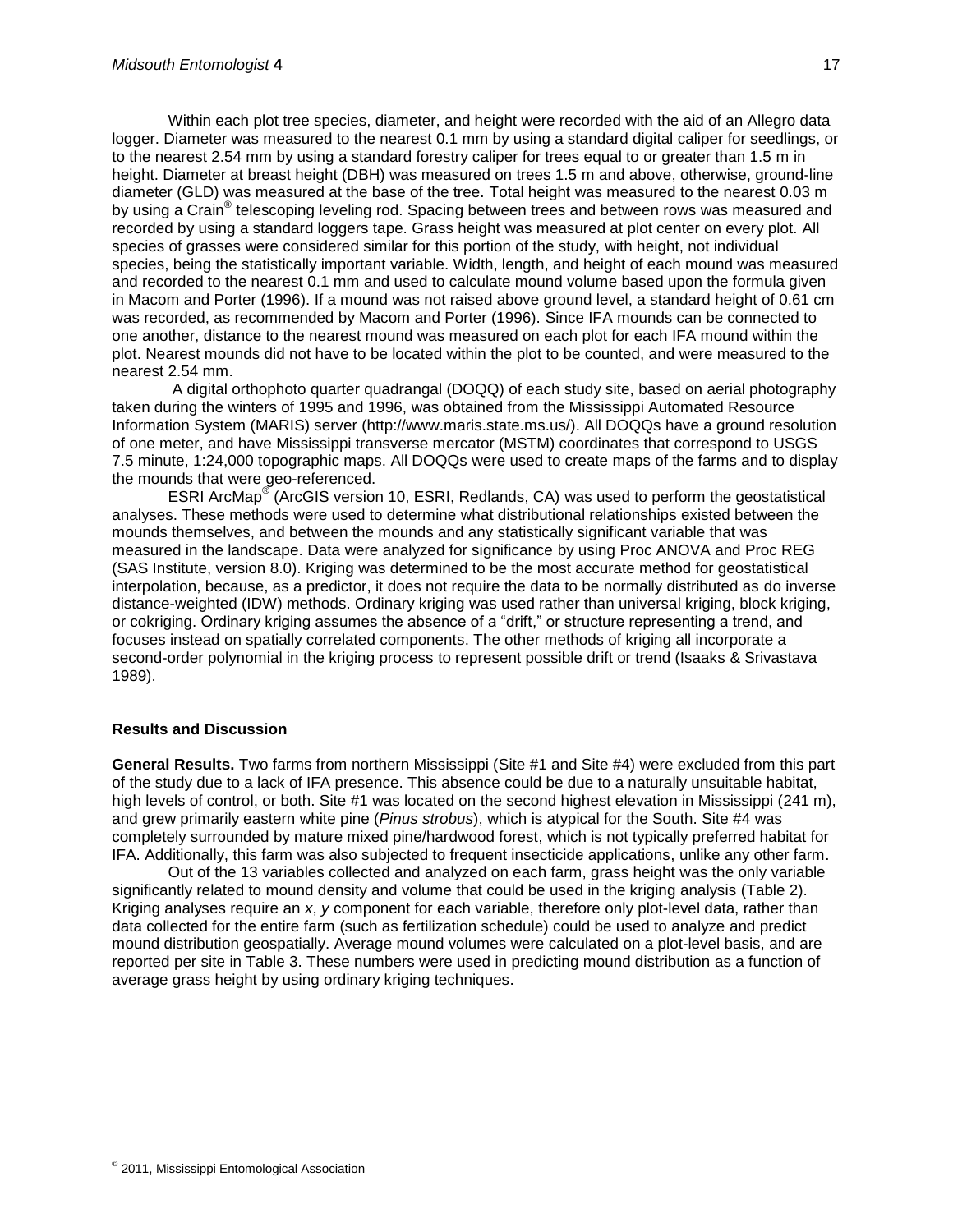Within each plot tree species, diameter, and height were recorded with the aid of an Allegro data logger. Diameter was measured to the nearest 0.1 mm by using a standard digital caliper for seedlings, or to the nearest 2.54 mm by using a standard forestry caliper for trees equal to or greater than 1.5 m in height. Diameter at breast height (DBH) was measured on trees 1.5 m and above, otherwise, ground-line diameter (GLD) was measured at the base of the tree. Total height was measured to the nearest 0.03 m by using a Crain® telescoping leveling rod. Spacing between trees and between rows was measured and recorded by using a standard loggers tape. Grass height was measured at plot center on every plot. All species of grasses were considered similar for this portion of the study, with height, not individual species, being the statistically important variable. Width, length, and height of each mound was measured and recorded to the nearest 0.1 mm and used to calculate mound volume based upon the formula given in Macom and Porter (1996). If a mound was not raised above ground level, a standard height of 0.61 cm was recorded, as recommended by Macom and Porter (1996). Since IFA mounds can be connected to one another, distance to the nearest mound was measured on each plot for each IFA mound within the plot. Nearest mounds did not have to be located within the plot to be counted, and were measured to the nearest 2.54 mm.

A digital orthophoto quarter quadrangal (DOQQ) of each study site, based on aerial photography taken during the winters of 1995 and 1996, was obtained from the Mississippi Automated Resource Information System (MARIS) server (http://www.maris.state.ms.us/). All DOQQs have a ground resolution of one meter, and have Mississippi transverse mercator (MSTM) coordinates that correspond to USGS 7.5 minute, 1:24,000 topographic maps. All DOQQs were used to create maps of the farms and to display the mounds that were geo-referenced.

ESRI ArcMap® (ArcGIS version 10, ESRI, Redlands, CA) was used to perform the geostatistical analyses. These methods were used to determine what distributional relationships existed between the mounds themselves, and between the mounds and any statistically significant variable that was measured in the landscape. Data were analyzed for significance by using Proc ANOVA and Proc REG (SAS Institute, version 8.0). Kriging was determined to be the most accurate method for geostatistical interpolation, because, as a predictor, it does not require the data to be normally distributed as do inverse distance-weighted (IDW) methods. Ordinary kriging was used rather than universal kriging, block kriging, or cokriging. Ordinary kriging assumes the absence of a "drift," or structure representing a trend, and focuses instead on spatially correlated components. The other methods of kriging all incorporate a second-order polynomial in the kriging process to represent possible drift or trend (Isaaks & Srivastava 1989).

## Results and Discussion

**General Results.** Two farms from northern Mississippi (Site #1 and Site #4) were excluded from this part of the study due to a lack of IFA presence. This absence could be due to a naturally unsuitable habitat, high levels of control, or both. Site #1 was located on the second highest elevation in Mississippi (241 m), and grew primarily eastern white pine (*Pinus strobus*), which is atypical for the South. Site #4 was completely surrounded by mature mixed pine/hardwood forest, which is not typically preferred habitat for IFA. Additionally, this farm was also subjected to frequent insecticide applications, unlike any other farm.

Out of the 13 variables collected and analyzed on each farm, grass height was the only variable significantly related to mound density and volume that could be used in the kriging analysis (Table 2). Kriging analyses require an $x$, $y$ component for each variable, therefore only plot-level data, rather than data collected for the entire farm (such as fertilization schedule) could be used to analyze and predict mound distribution geospatially. Average mound volumes were calculated on a plot-level basis, and are reported per site in Table 3. These numbers were used in predicting mound distribution as a function of average grass height by using ordinary kriging techniques.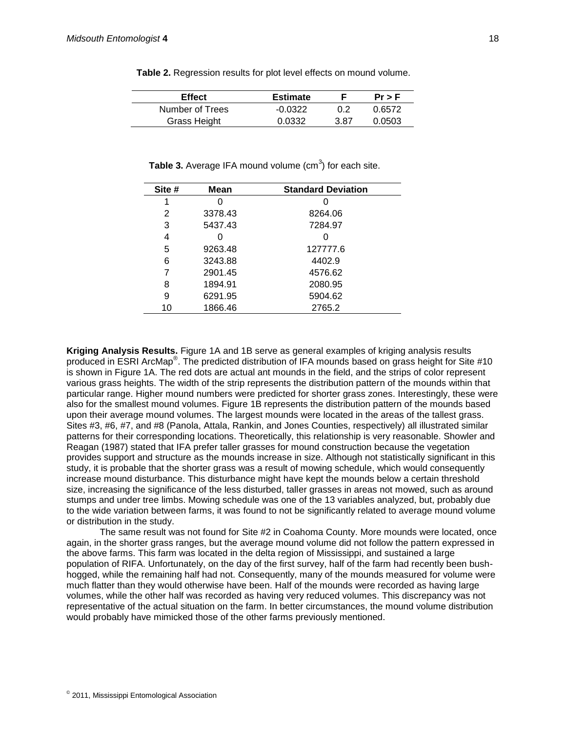**Table 2.** Regression results for plot level effects on mound volume.

| Effect | Estimate | F | Pr > F |
|---|---|---|---|
| Number of Trees | -0.0322 | 0.2 | 0.6572 |
| Grass Height | 0.0332 | 3.87 | 0.0503 |

**Table 3.** Average IFA mound volume ($cm^3$) for each site.

| Site # | Mean | Standard Deviation |
|---|---|---|
| 1 | 0 | 0 |
| 2 | 3378.43 | 8264.06 |
| 3 | 5437.43 | 7284.97 |
| 4 | 0 | 0 |
| 5 | 9263.48 | 127777.6 |
| 6 | 3243.88 | 4402.9 |
| 7 | 2901.45 | 4576.62 |
| 8 | 1894.91 | 2080.95 |
| 9 | 6291.95 | 5904.62 |
| 10 | 1866.46 | 2765.2 |

**Kriging Analysis Results.** Figure 1A and 1B serve as general examples of kriging analysis results produced in ESRI ArcMap®. The predicted distribution of IFA mounds based on grass height for Site #10 is shown in Figure 1A. The red dots are actual ant mounds in the field, and the strips of color represent various grass heights. The width of the strip represents the distribution pattern of the mounds within that particular range. Higher mound numbers were predicted for shorter grass zones. Interestingly, these were also for the smallest mound volumes. Figure 1B represents the distribution pattern of the mounds based upon their average mound volumes. The largest mounds were located in the areas of the tallest grass. Sites #3, #6, #7, and #8 (Panola, Attala, Rankin, and Jones Counties, respectively) all illustrated similar patterns for their corresponding locations. Theoretically, this relationship is very reasonable. Showler and Reagan (1987) stated that IFA prefer taller grasses for mound construction because the vegetation provides support and structure as the mounds increase in size. Although not statistically significant in this study, it is probable that the shorter grass was a result of mowing schedule, which would consequently increase mound disturbance. This disturbance might have kept the mounds below a certain threshold size, increasing the significance of the less disturbed, taller grasses in areas not mowed, such as around stumps and under tree limbs. Mowing schedule was one of the 13 variables analyzed, but, probably due to the wide variation between farms, it was found to not be significantly related to average mound volume or distribution in the study.

The same result was not found for Site #2 in Coahoma County. More mounds were located, once again, in the shorter grass ranges, but the average mound volume did not follow the pattern expressed in the above farms. This farm was located in the delta region of Mississippi, and sustained a large population of RIFA. Unfortunately, on the day of the first survey, half of the farm had recently been bush-hogged, while the remaining half had not. Consequently, many of the mounds measured for volume were much flatter than they would otherwise have been. Half of the mounds were recorded as having large volumes, while the other half was recorded as having very reduced volumes. This discrepancy was not representative of the actual situation on the farm. In better circumstances, the mound volume distribution would probably have mimicked those of the other farms previously mentioned.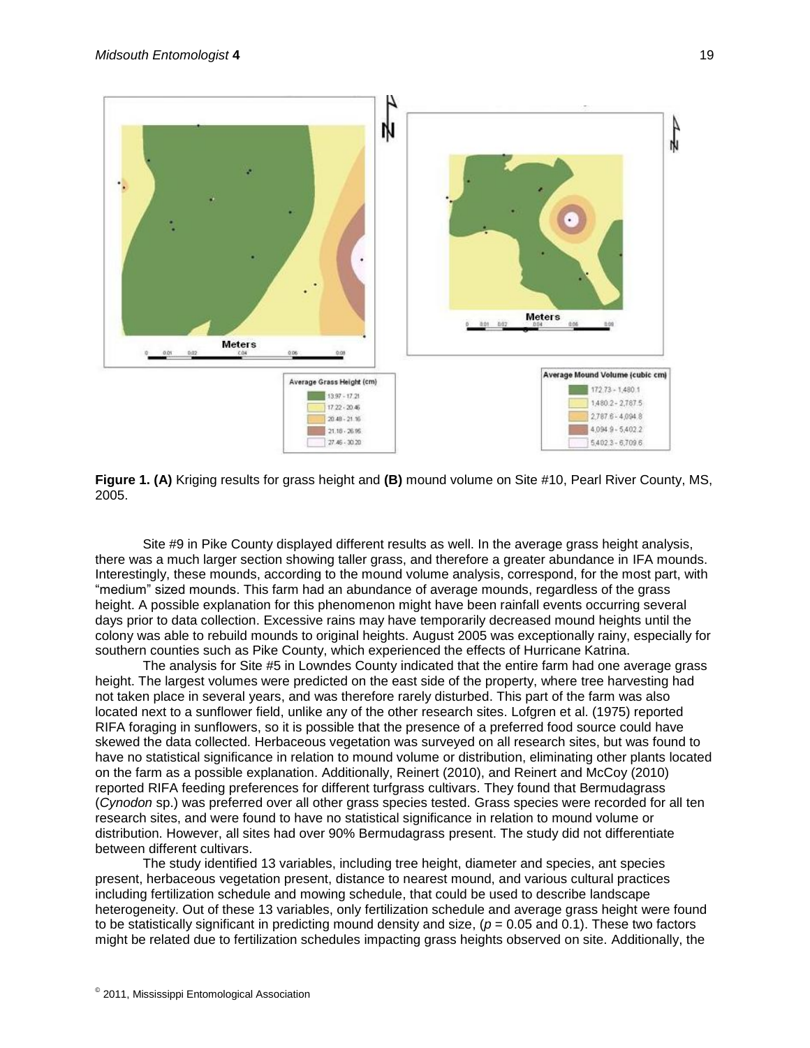**Figure 1. (A)** Kriging results for grass height and **(B)** mound volume on Site #10, Pearl River County, MS, 2005.

Site #9 in Pike County displayed different results as well. In the average grass height analysis, there was a much larger section showing taller grass, and therefore a greater abundance in IFA mounds. Interestingly, these mounds, according to the mound volume analysis, correspond, for the most part, with "medium" sized mounds. This farm had an abundance of average mounds, regardless of the grass height. A possible explanation for this phenomenon might have been rainfall events occurring several days prior to data collection. Excessive rains may have temporarily decreased mound heights until the colony was able to rebuild mounds to original heights. August 2005 was exceptionally rainy, especially for southern counties such as Pike County, which experienced the effects of Hurricane Katrina.

The analysis for Site #5 in Lowndes County indicated that the entire farm had one average grass height. The largest volumes were predicted on the east side of the property, where tree harvesting had not taken place in several years, and was therefore rarely disturbed. This part of the farm was also located next to a sunflower field, unlike any of the other research sites. Lofgren et al. (1975) reported RIFA foraging in sunflowers, so it is possible that the presence of a preferred food source could have skewed the data collected. Herbaceous vegetation was surveyed on all research sites, but was found to have no statistical significance in relation to mound volume or distribution, eliminating other plants located on the farm as a possible explanation. Additionally, Reinert (2010), and Reinert and McCoy (2010) reported RIFA feeding preferences for different turfgrass cultivars. They found that Bermudagrass (*Cynodon* sp.) was preferred over all other grass species tested. Grass species were recorded for all ten research sites, and were found to have no statistical significance in relation to mound volume or distribution. However, all sites had over 90% Bermudagrass present. The study did not differentiate between different cultivars.

The study identified 13 variables, including tree height, diameter and species, ant species present, herbaceous vegetation present, distance to nearest mound, and various cultural practices including fertilization schedule and mowing schedule, that could be used to describe landscape heterogeneity. Out of these 13 variables, only fertilization schedule and average grass height were found to be statistically significant in predicting mound density and size, ($p = 0.05$ and 0.1). These two factors might be related due to fertilization schedules impacting grass heights observed on site. Additionally, the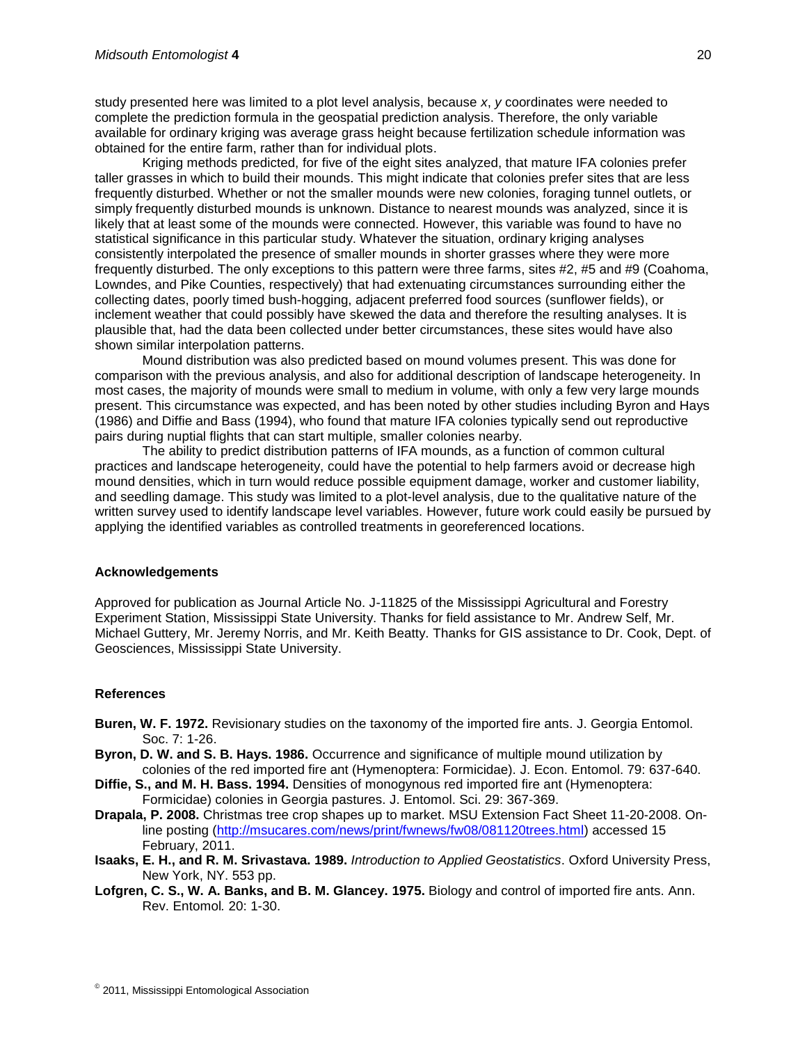study presented here was limited to a plot level analysis, because *x*, *y* coordinates were needed to complete the prediction formula in the geospatial prediction analysis. Therefore, the only variable available for ordinary kriging was average grass height because fertilization schedule information was obtained for the entire farm, rather than for individual plots.

Kriging methods predicted, for five of the eight sites analyzed, that mature IFA colonies prefer taller grasses in which to build their mounds. This might indicate that colonies prefer sites that are less frequently disturbed. Whether or not the smaller mounds were new colonies, foraging tunnel outlets, or simply frequently disturbed mounds is unknown. Distance to nearest mounds was analyzed, since it is likely that at least some of the mounds were connected. However, this variable was found to have no statistical significance in this particular study. Whatever the situation, ordinary kriging analyses consistently interpolated the presence of smaller mounds in shorter grasses where they were more frequently disturbed. The only exceptions to this pattern were three farms, sites #2, #5 and #9 (Coahoma, Lowndes, and Pike Counties, respectively) that had extenuating circumstances surrounding either the collecting dates, poorly timed bush-hogging, adjacent preferred food sources (sunflower fields), or inclement weather that could possibly have skewed the data and therefore the resulting analyses. It is plausible that, had the data been collected under better circumstances, these sites would have also shown similar interpolation patterns.

Mound distribution was also predicted based on mound volumes present. This was done for comparison with the previous analysis, and also for additional description of landscape heterogeneity. In most cases, the majority of mounds were small to medium in volume, with only a few very large mounds present. This circumstance was expected, and has been noted by other studies including Byron and Hays (1986) and Diffie and Bass (1994), who found that mature IFA colonies typically send out reproductive pairs during nuptial flights that can start multiple, smaller colonies nearby.

The ability to predict distribution patterns of IFA mounds, as a function of common cultural practices and landscape heterogeneity, could have the potential to help farmers avoid or decrease high mound densities, which in turn would reduce possible equipment damage, worker and customer liability, and seedling damage. This study was limited to a plot-level analysis, due to the qualitative nature of the written survey used to identify landscape level variables. However, future work could easily be pursued by applying the identified variables as controlled treatments in georeferenced locations.

## Acknowledgements

Approved for publication as Journal Article No. J-11825 of the Mississippi Agricultural and Forestry Experiment Station, Mississippi State University. Thanks for field assistance to Mr. Andrew Self, Mr. Michael Guttery, Mr. Jeremy Norris, and Mr. Keith Beatty. Thanks for GIS assistance to Dr. Cook, Dept. of Geosciences, Mississippi State University.

## References

**Buren, W. F. 1972.** Revisionary studies on the taxonomy of the imported fire ants. J. Georgia Entomol. Soc. 7: 1-26.

**Byron, D. W. and S. B. Hays. 1986.** Occurrence and significance of multiple mound utilization by colonies of the red imported fire ant (Hymenoptera: Formicidae). J. Econ. Entomol. 79: 637-640.

**Diffie, S., and M. H. Bass. 1994.** Densities of monogynous red imported fire ant (Hymenoptera: Formicidae) colonies in Georgia pastures. J. Entomol. Sci. 29: 367-369.

**Drapala, P. 2008.** Christmas tree crop shapes up to market. MSU Extension Fact Sheet 11-20-2008. On-line posting (http://msucares.com/news/print/fwnews/fw08/081120trees.html) accessed 15 February, 2011.

**Isaaks, E. H., and R. M. Srivastava. 1989.** *Introduction to Applied Geostatistics*. Oxford University Press, New York, NY. 553 pp.

**Lofgren, C. S., W. A. Banks, and B. M. Glancey. 1975.** Biology and control of imported fire ants. Ann. Rev. Entomol*.* 20: 1-30.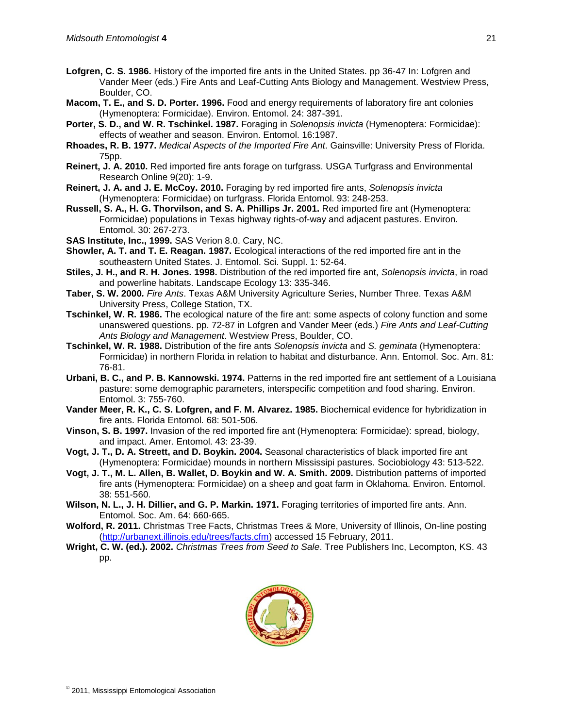**Lofgren, C. S. 1986.** History of the imported fire ants in the United States. pp 36-47 In: Lofgren and Vander Meer (eds.) Fire Ants and Leaf-Cutting Ants Biology and Management. Westview Press, Boulder, CO.

**Macom, T. E., and S. D. Porter. 1996.** Food and energy requirements of laboratory fire ant colonies (Hymenoptera: Formicidae). Environ. Entomol. 24: 387-391.

**Porter, S. D., and W. R. Tschinkel. 1987.** Foraging in *Solenopsis invicta* (Hymenoptera: Formicidae): effects of weather and season. Environ. Entomol. 16:1987.

**Rhoades, R. B. 1977.** *Medical Aspects of the Imported Fire Ant*. Gainsville: University Press of Florida. 75pp.

**Reinert, J. A. 2010.** Red imported fire ants forage on turfgrass. USGA Turfgrass and Environmental Research Online 9(20): 1-9.

**Reinert, J. A. and J. E. McCoy. 2010.** Foraging by red imported fire ants, *Solenopsis invicta* (Hymenoptera: Formicidae) on turfgrass. Florida Entomol. 93: 248-253.

**Russell, S. A., H. G. Thorvilson, and S. A. Phillips Jr. 2001.** Red imported fire ant (Hymenoptera: Formicidae) populations in Texas highway rights-of-way and adjacent pastures. Environ. Entomol. 30: 267-273.

**SAS Institute, Inc., 1999.** SAS Verion 8.0. Cary, NC.

**Showler, A. T. and T. E. Reagan. 1987.** Ecological interactions of the red imported fire ant in the southeastern United States. J. Entomol. Sci. Suppl. 1: 52-64.

**Stiles, J. H., and R. H. Jones. 1998.** Distribution of the red imported fire ant, *Solenopsis invicta*, in road and powerline habitats. Landscape Ecology 13: 335-346.

**Taber, S. W. 2000.** *Fire Ants*. Texas A&M University Agriculture Series, Number Three. Texas A&M University Press, College Station, TX.

**Tschinkel, W. R. 1986.** The ecological nature of the fire ant: some aspects of colony function and some unanswered questions. pp. 72-87 in Lofgren and Vander Meer (eds.) *Fire Ants and Leaf-Cutting Ants Biology and Management*. Westview Press, Boulder, CO.

**Tschinkel, W. R. 1988.** Distribution of the fire ants *Solenopsis invicta* and *S. geminata* (Hymenoptera: Formicidae) in northern Florida in relation to habitat and disturbance. Ann. Entomol. Soc. Am. 81: 76-81.

**Urbani, B. C., and P. B. Kannowski. 1974.** Patterns in the red imported fire ant settlement of a Louisiana pasture: some demographic parameters, interspecific competition and food sharing. Environ. Entomol. 3: 755-760.

**Vander Meer, R. K., C. S. Lofgren, and F. M. Alvarez. 1985.** Biochemical evidence for hybridization in fire ants. Florida Entomol. 68: 501-506.

**Vinson, S. B. 1997.** Invasion of the red imported fire ant (Hymenoptera: Formicidae): spread, biology, and impact. Amer. Entomol. 43: 23-39.

**Vogt, J. T., D. A. Streett, and D. Boykin. 2004.** Seasonal characteristics of black imported fire ant (Hymenoptera: Formicidae) mounds in northern Mississipi pastures. Sociobiology 43: 513-522.

**Vogt, J. T., M. L. Allen, B. Wallet, D. Boykin and W. A. Smith. 2009.** Distribution patterns of imported fire ants (Hymenoptera: Formicidae) on a sheep and goat farm in Oklahoma. Environ. Entomol. 38: 551-560.

**Wilson, N. L., J. H. Dillier, and G. P. Markin. 1971.** Foraging territories of imported fire ants. Ann. Entomol. Soc. Am. 64: 660-665.

**Wolford, R. 2011.** Christmas Tree Facts, Christmas Trees & More, University of Illinois, On-line posting (http://urbanext.illinois.edu/trees/facts.cfm) accessed 15 February, 2011.

**Wright, C. W. (ed.). 2002.** *Christmas Trees from Seed to Sale*. Tree Publishers Inc, Lecompton, KS. 43 pp.

© 2011, Mississippi Entomological Association